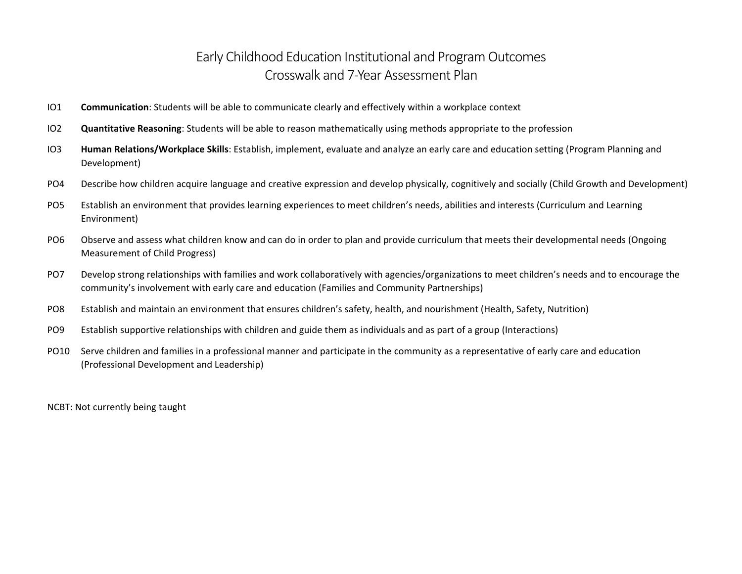# Early Childhood Education Institutional and Program Outcomes
## Crosswalk and 7-Year Assessment Plan

IO1 **Communication**: Students will be able to communicate clearly and effectively within a workplace context

IO2 **Quantitative Reasoning**: Students will be able to reason mathematically using methods appropriate to the profession

IO3 **Human Relations/Workplace Skills**: Establish, implement, evaluate and analyze an early care and education setting (Program Planning and Development)

PO4 Describe how children acquire language and creative expression and develop physically, cognitively and socially (Child Growth and Development)

PO5 Establish an environment that provides learning experiences to meet children's needs, abilities and interests (Curriculum and Learning Environment)

PO6 Observe and assess what children know and can do in order to plan and provide curriculum that meets their developmental needs (Ongoing Measurement of Child Progress)

PO7 Develop strong relationships with families and work collaboratively with agencies/organizations to meet children's needs and to encourage the community's involvement with early care and education (Families and Community Partnerships)

PO8 Establish and maintain an environment that ensures children's safety, health, and nourishment (Health, Safety, Nutrition)

PO9 Establish supportive relationships with children and guide them as individuals and as part of a group (Interactions)

PO10 Serve children and families in a professional manner and participate in the community as a representative of early care and education (Professional Development and Leadership)

NCBT: Not currently being taught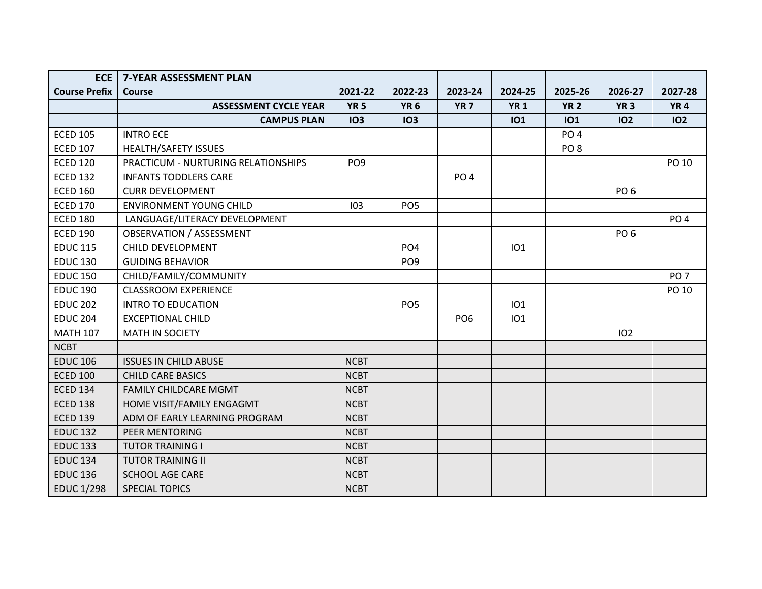| ECE | 7-YEAR ASSESSMENT PLAN | | | | | | | |
|---|---|---|---|---|---|---|---|---|
| **Course Prefix** | **Course** | **2021-22** | **2022-23** | **2023-24** | **2024-25** | **2025-26** | **2026-27** | **2027-28** |
| | **ASSESSMENT CYCLE YEAR** | **YR 5** | **YR 6** | **YR 7** | **YR 1** | **YR 2** | **YR 3** | **YR 4** |
| | **CAMPUS PLAN** | **IO3** | **IO3** | | **IO1** | **IO1** | **IO2** | **IO2** |
| ECED 105 | INTRO ECE | | | | | PO 4 | | |
| ECED 107 | HEALTH/SAFETY ISSUES | | | | | PO 8 | | |
| ECED 120 | PRACTICUM - NURTURING RELATIONSHIPS | PO9 | | | | | | PO 10 |
| ECED 132 | INFANTS TODDLERS CARE | | | PO 4 | | | | |
| ECED 160 | CURR DEVELOPMENT | | | | | | PO 6 | |
| ECED 170 | ENVIRONMENT YOUNG CHILD | I03 | PO5 | | | | | |
| ECED 180 | LANGUAGE/LITERACY DEVELOPMENT | | | | | | | PO 4 |
| ECED 190 | OBSERVATION / ASSESSMENT | | | | | | PO 6 | |
| EDUC 115 | CHILD DEVELOPMENT | | PO4 | | IO1 | | | |
| EDUC 130 | GUIDING BEHAVIOR | | PO9 | | | | | |
| EDUC 150 | CHILD/FAMILY/COMMUNITY | | | | | | | PO 7 |
| EDUC 190 | CLASSROOM EXPERIENCE | | | | | | | PO 10 |
| EDUC 202 | INTRO TO EDUCATION | | PO5 | | IO1 | | | |
| EDUC 204 | EXCEPTIONAL CHILD | | | PO6 | IO1 | | | |
| MATH 107 | MATH IN SOCIETY | | | | | | IO2 | |
| NCBT | | | | | | | | |
| EDUC 106 | ISSUES IN CHILD ABUSE | NCBT | | | | | | |
| ECED 100 | CHILD CARE BASICS | NCBT | | | | | | |
| ECED 134 | FAMILY CHILDCARE MGMT | NCBT | | | | | | |
| ECED 138 | HOME VISIT/FAMILY ENGAGMT | NCBT | | | | | | |
| ECED 139 | ADM OF EARLY LEARNING PROGRAM | NCBT | | | | | | |
| EDUC 132 | PEER MENTORING | NCBT | | | | | | |
| EDUC 133 | TUTOR TRAINING I | NCBT | | | | | | |
| EDUC 134 | TUTOR TRAINING II | NCBT | | | | | | |
| EDUC 136 | SCHOOL AGE CARE | NCBT | | | | | | |
| EDUC 1/298 | SPECIAL TOPICS | NCBT | | | | | | |